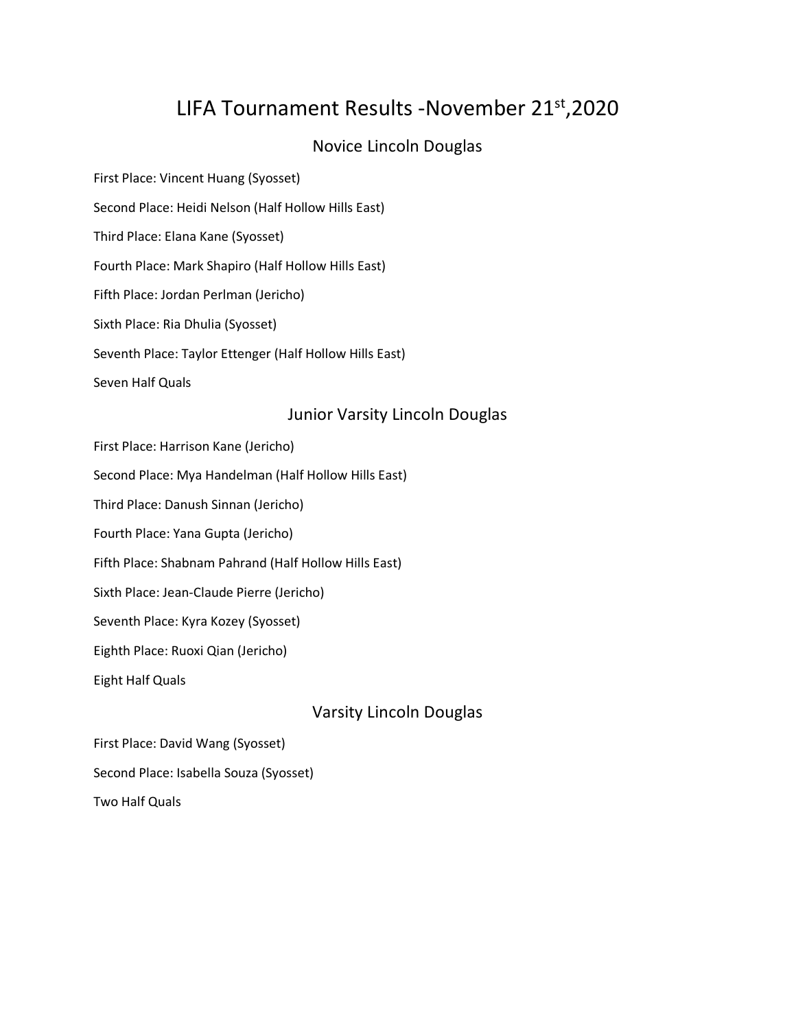# LIFA Tournament Results -November 21st,2020

## Novice Lincoln Douglas

First Place: Vincent Huang (Syosset)

Second Place: Heidi Nelson (Half Hollow Hills East)

Third Place: Elana Kane (Syosset)

Fourth Place: Mark Shapiro (Half Hollow Hills East)

Fifth Place: Jordan Perlman (Jericho)

Sixth Place: Ria Dhulia (Syosset)

Seventh Place: Taylor Ettenger (Half Hollow Hills East)

Seven Half Quals

## Junior Varsity Lincoln Douglas

First Place: Harrison Kane (Jericho)

Second Place: Mya Handelman (Half Hollow Hills East)

Third Place: Danush Sinnan (Jericho)

Fourth Place: Yana Gupta (Jericho)

Fifth Place: Shabnam Pahrand (Half Hollow Hills East)

Sixth Place: Jean-Claude Pierre (Jericho)

Seventh Place: Kyra Kozey (Syosset)

Eighth Place: Ruoxi Qian (Jericho)

Eight Half Quals

## Varsity Lincoln Douglas

First Place: David Wang (Syosset)

Second Place: Isabella Souza (Syosset)

Two Half Quals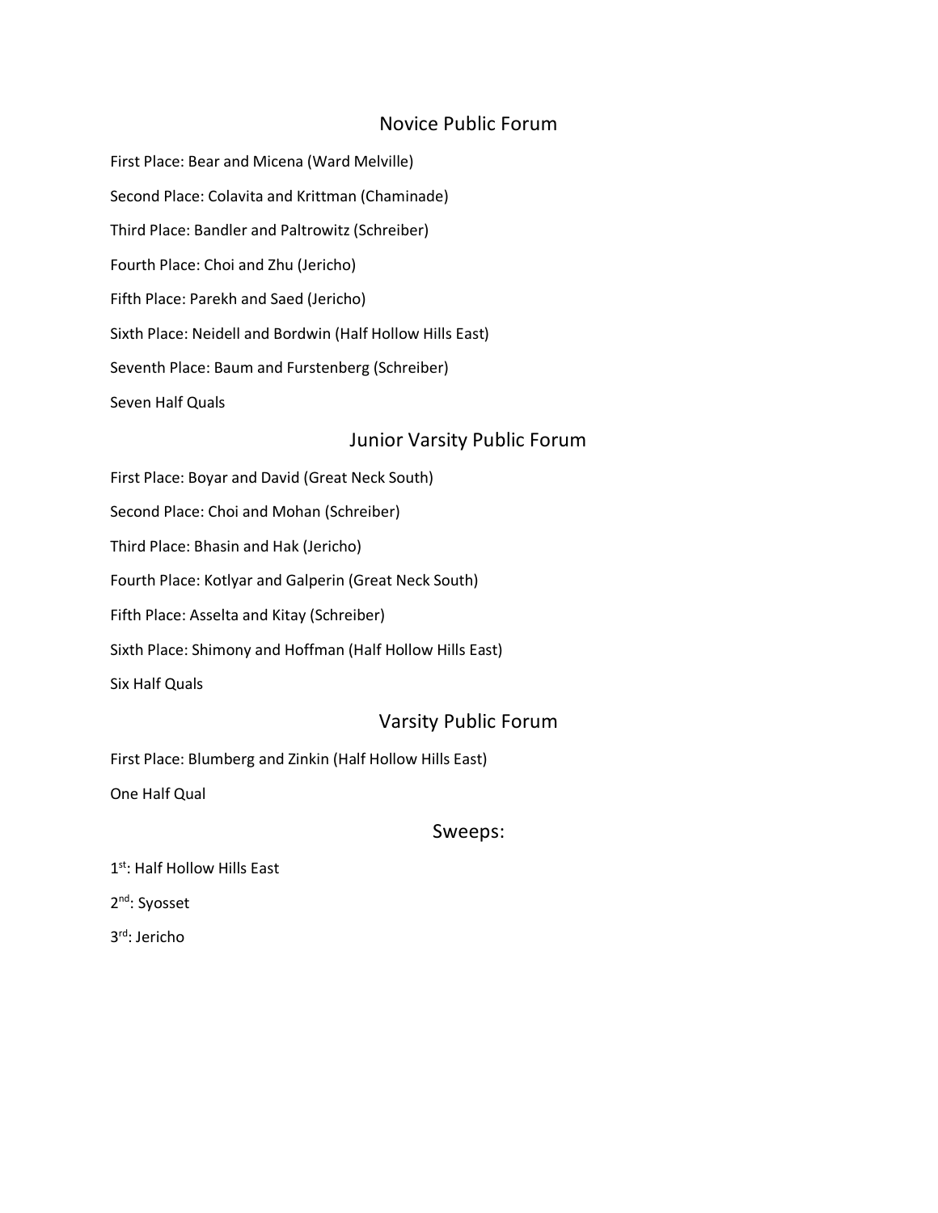## Novice Public Forum

First Place: Bear and Micena (Ward Melville)

Second Place: Colavita and Krittman (Chaminade)

Third Place: Bandler and Paltrowitz (Schreiber)

Fourth Place: Choi and Zhu (Jericho)

Fifth Place: Parekh and Saed (Jericho)

Sixth Place: Neidell and Bordwin (Half Hollow Hills East)

Seventh Place: Baum and Furstenberg (Schreiber)

Seven Half Quals

## Junior Varsity Public Forum

First Place: Boyar and David (Great Neck South)

Second Place: Choi and Mohan (Schreiber)

Third Place: Bhasin and Hak (Jericho)

Fourth Place: Kotlyar and Galperin (Great Neck South)

Fifth Place: Asselta and Kitay (Schreiber)

Sixth Place: Shimony and Hoffman (Half Hollow Hills East)

Six Half Quals

## Varsity Public Forum

First Place: Blumberg and Zinkin (Half Hollow Hills East)

One Half Qual

## Sweeps:

1st: Half Hollow Hills East

2nd: Syosset

3rd: Jericho